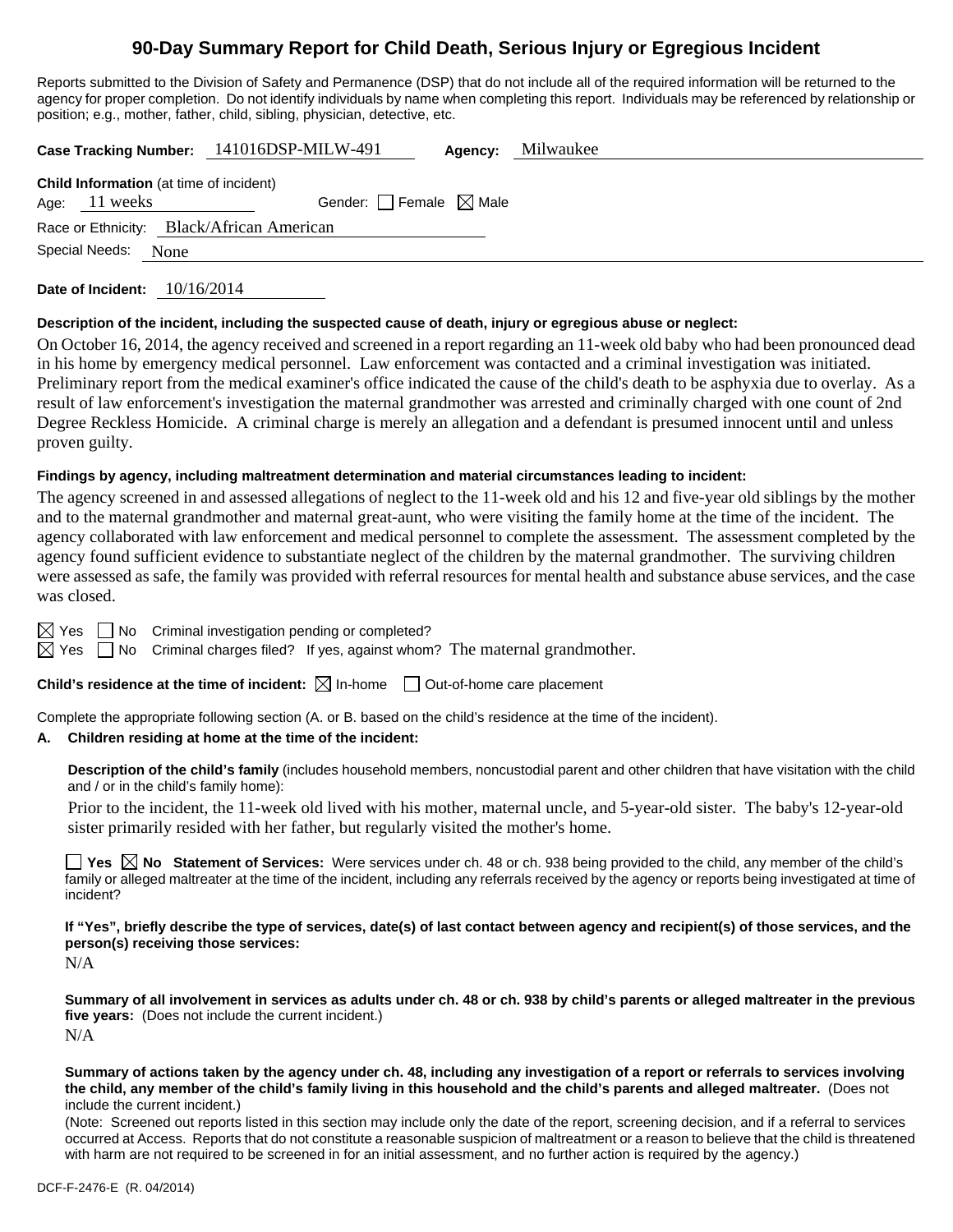# 90-Day Summary Report for Child Death, Serious Injury or Egregious Incident

Reports submitted to the Division of Safety and Permanence (DSP) that do not include all of the required information will be returned to the agency for proper completion. Do not identify individuals by name when completing this report. Individuals may be referenced by relationship or position; e.g., mother, father, child, sibling, physician, detective, etc.

**Case Tracking Number:** 141016DSP-MILW-491 **Agency:** Milwaukee

**Child Information** (at time of incident)

Age: 11 weeks Gender: ☐ Female ☒ Male

Race or Ethnicity: Black/African American

Special Needs: None

**Date of Incident:** 10/16/2014

**Description of the incident, including the suspected cause of death, injury or egregious abuse or neglect:**

On October 16, 2014, the agency received and screened in a report regarding an 11-week old baby who had been pronounced dead in his home by emergency medical personnel. Law enforcement was contacted and a criminal investigation was initiated. Preliminary report from the medical examiner's office indicated the cause of the child's death to be asphyxia due to overlay. As a result of law enforcement's investigation the maternal grandmother was arrested and criminally charged with one count of 2nd Degree Reckless Homicide. A criminal charge is merely an allegation and a defendant is presumed innocent until and unless proven guilty.

**Findings by agency, including maltreatment determination and material circumstances leading to incident:**

The agency screened in and assessed allegations of neglect to the 11-week old and his 12 and five-year old siblings by the mother and to the maternal grandmother and maternal great-aunt, who were visiting the family home at the time of the incident. The agency collaborated with law enforcement and medical personnel to complete the assessment. The assessment completed by the agency found sufficient evidence to substantiate neglect of the children by the maternal grandmother. The surviving children were assessed as safe, the family was provided with referral resources for mental health and substance abuse services, and the case was closed.

☒ Yes ☐ No Criminal investigation pending or completed?

☒ Yes ☐ No Criminal charges filed? If yes, against whom? The maternal grandmother.

**Child's residence at the time of incident:** ☒ In-home ☐ Out-of-home care placement

Complete the appropriate following section (A. or B. based on the child's residence at the time of the incident).

**A. Children residing at home at the time of the incident:**

**Description of the child's family** (includes household members, noncustodial parent and other children that have visitation with the child and / or in the child's family home):

Prior to the incident, the 11-week old lived with his mother, maternal uncle, and 5-year-old sister. The baby's 12-year-old sister primarily resided with her father, but regularly visited the mother's home.

☐ **Yes** ☒ **No Statement of Services:** Were services under ch. 48 or ch. 938 being provided to the child, any member of the child's family or alleged maltreater at the time of the incident, including any referrals received by the agency or reports being investigated at time of incident?

**If "Yes", briefly describe the type of services, date(s) of last contact between agency and recipient(s) of those services, and the person(s) receiving those services:**

N/A

**Summary of all involvement in services as adults under ch. 48 or ch. 938 by child's parents or alleged maltreater in the previous five years:** (Does not include the current incident.)

N/A

**Summary of actions taken by the agency under ch. 48, including any investigation of a report or referrals to services involving the child, any member of the child's family living in this household and the child's parents and alleged maltreater.** (Does not include the current incident.)

(Note: Screened out reports listed in this section may include only the date of the report, screening decision, and if a referral to services occurred at Access. Reports that do not constitute a reasonable suspicion of maltreatment or a reason to believe that the child is threatened with harm are not required to be screened in for an initial assessment, and no further action is required by the agency.)

DCF-F-2476-E (R. 04/2014)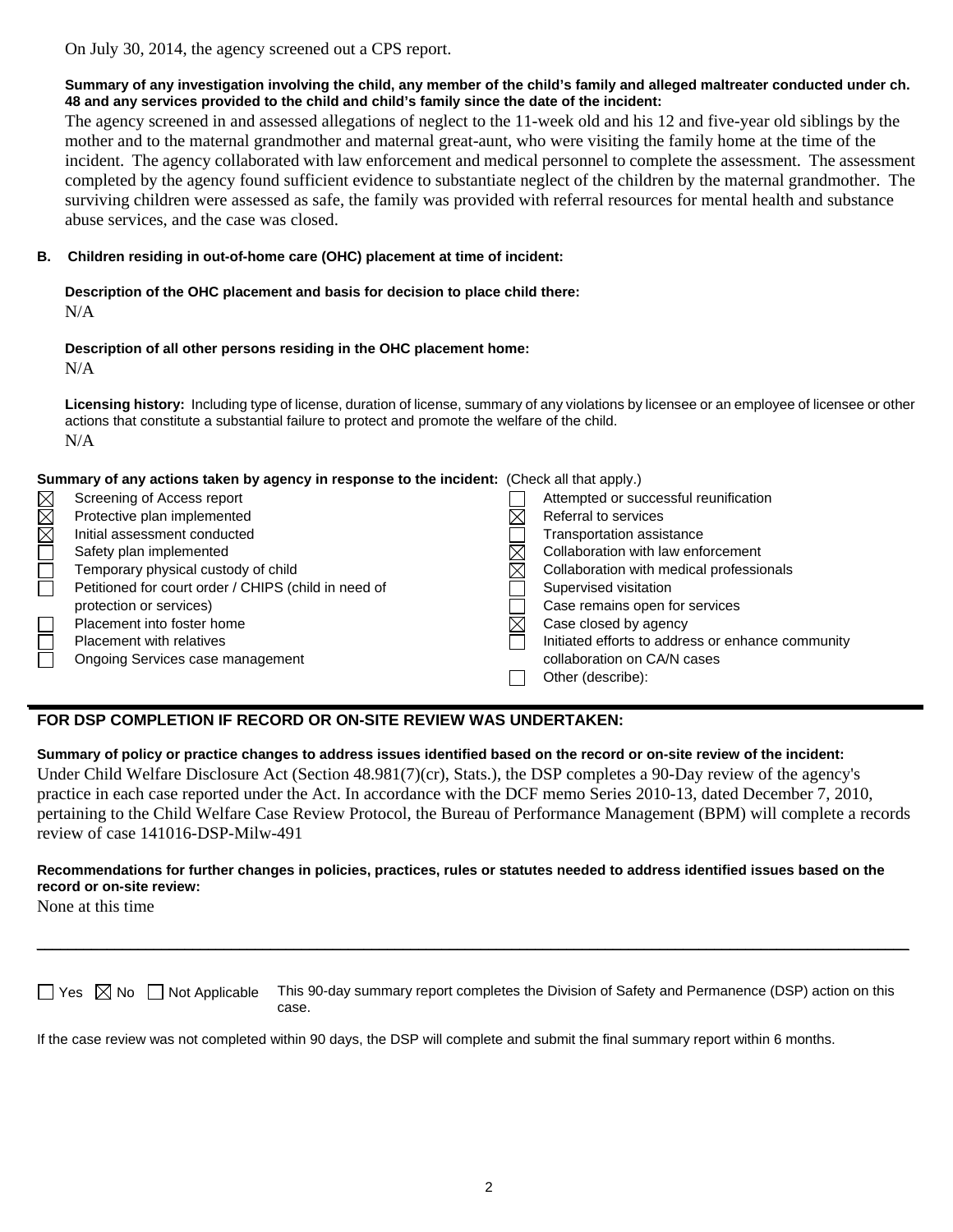On July 30, 2014, the agency screened out a CPS report.

**Summary of any investigation involving the child, any member of the child's family and alleged maltreater conducted under ch. 48 and any services provided to the child and child's family since the date of the incident:**

The agency screened in and assessed allegations of neglect to the 11-week old and his 12 and five-year old siblings by the mother and to the maternal grandmother and maternal great-aunt, who were visiting the family home at the time of the incident. The agency collaborated with law enforcement and medical personnel to complete the assessment. The assessment completed by the agency found sufficient evidence to substantiate neglect of the children by the maternal grandmother. The surviving children were assessed as safe, the family was provided with referral resources for mental health and substance abuse services, and the case was closed.

**B. Children residing in out-of-home care (OHC) placement at time of incident:**

**Description of the OHC placement and basis for decision to place child there:**

N/A

**Description of all other persons residing in the OHC placement home:**

N/A

**Licensing history:** Including type of license, duration of license, summary of any violations by licensee or an employee of licensee or other actions that constitute a substantial failure to protect and promote the welfare of the child.

N/A

**Summary of any actions taken by agency in response to the incident:** (Check all that apply.)

- [x] Screening of Access report
- [x] Protective plan implemented
- [x] Initial assessment conducted
- [ ] Safety plan implemented
- [ ] Temporary physical custody of child
- [ ] Petitioned for court order / CHIPS (child in need of protection or services)
- [ ] Placement into foster home
- [ ] Placement with relatives
- [ ] Ongoing Services case management
- [ ] Attempted or successful reunification
- [x] Referral to services
- [ ] Transportation assistance
- [x] Collaboration with law enforcement
- [x] Collaboration with medical professionals
- [ ] Supervised visitation
- [ ] Case remains open for services
- [x] Case closed by agency
- [ ] Initiated efforts to address or enhance community collaboration on CA/N cases
- [ ] Other (describe):

## FOR DSP COMPLETION IF RECORD OR ON-SITE REVIEW WAS UNDERTAKEN:

**Summary of policy or practice changes to address issues identified based on the record or on-site review of the incident:**

Under Child Welfare Disclosure Act (Section 48.981(7)(cr), Stats.), the DSP completes a 90-Day review of the agency's practice in each case reported under the Act. In accordance with the DCF memo Series 2010-13, dated December 7, 2010, pertaining to the Child Welfare Case Review Protocol, the Bureau of Performance Management (BPM) will complete a records review of case 141016-DSP-Milw-491

**Recommendations for further changes in policies, practices, rules or statutes needed to address identified issues based on the record or on-site review:**

None at this time

---

☐ Yes ☒ No ☐ Not Applicable This 90-day summary report completes the Division of Safety and Permanence (DSP) action on this case.

If the case review was not completed within 90 days, the DSP will complete and submit the final summary report within 6 months.